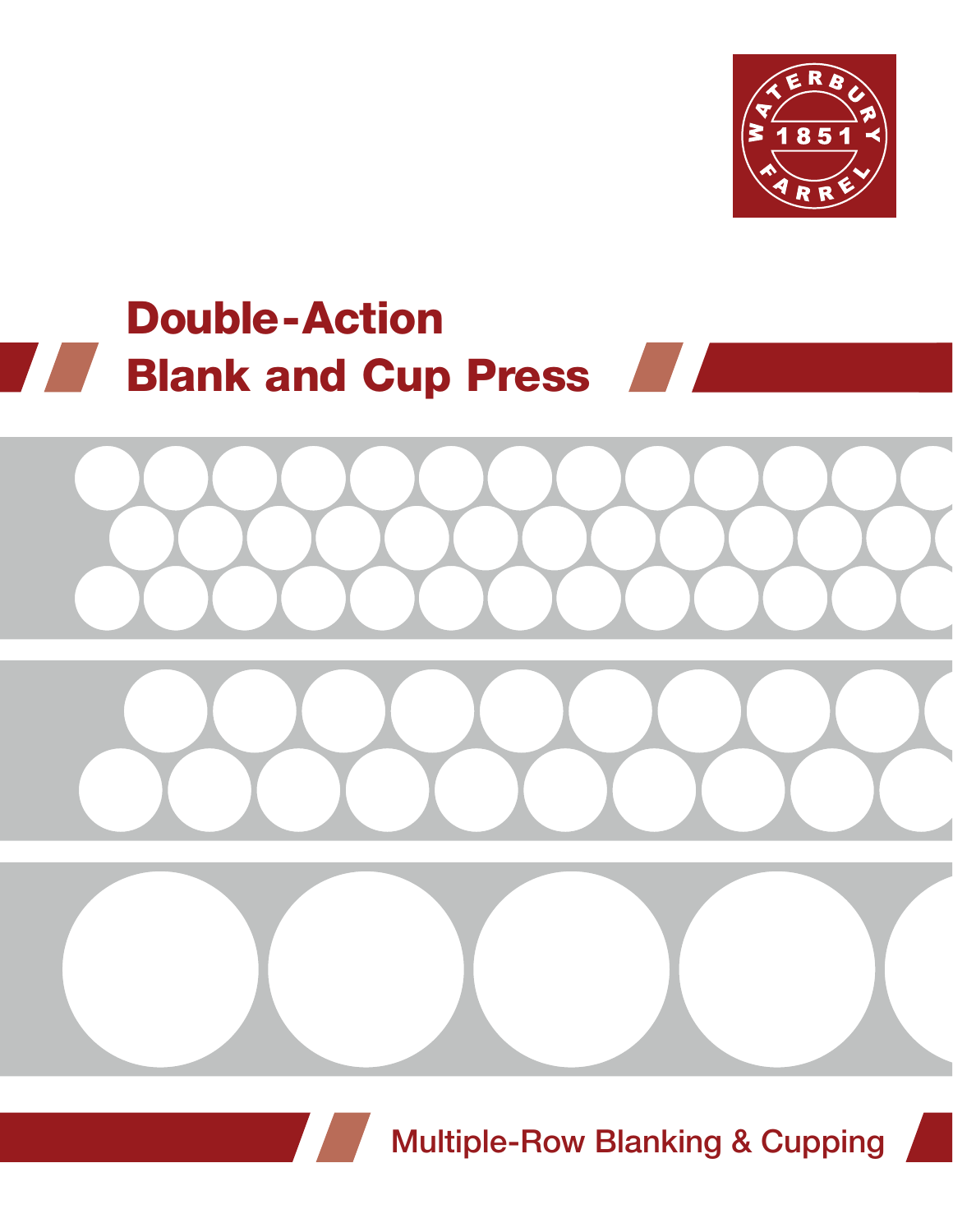WATERBURY FARREL 1851

# Double-Action Blank and Cup Press

Multiple-Row Blanking & Cupping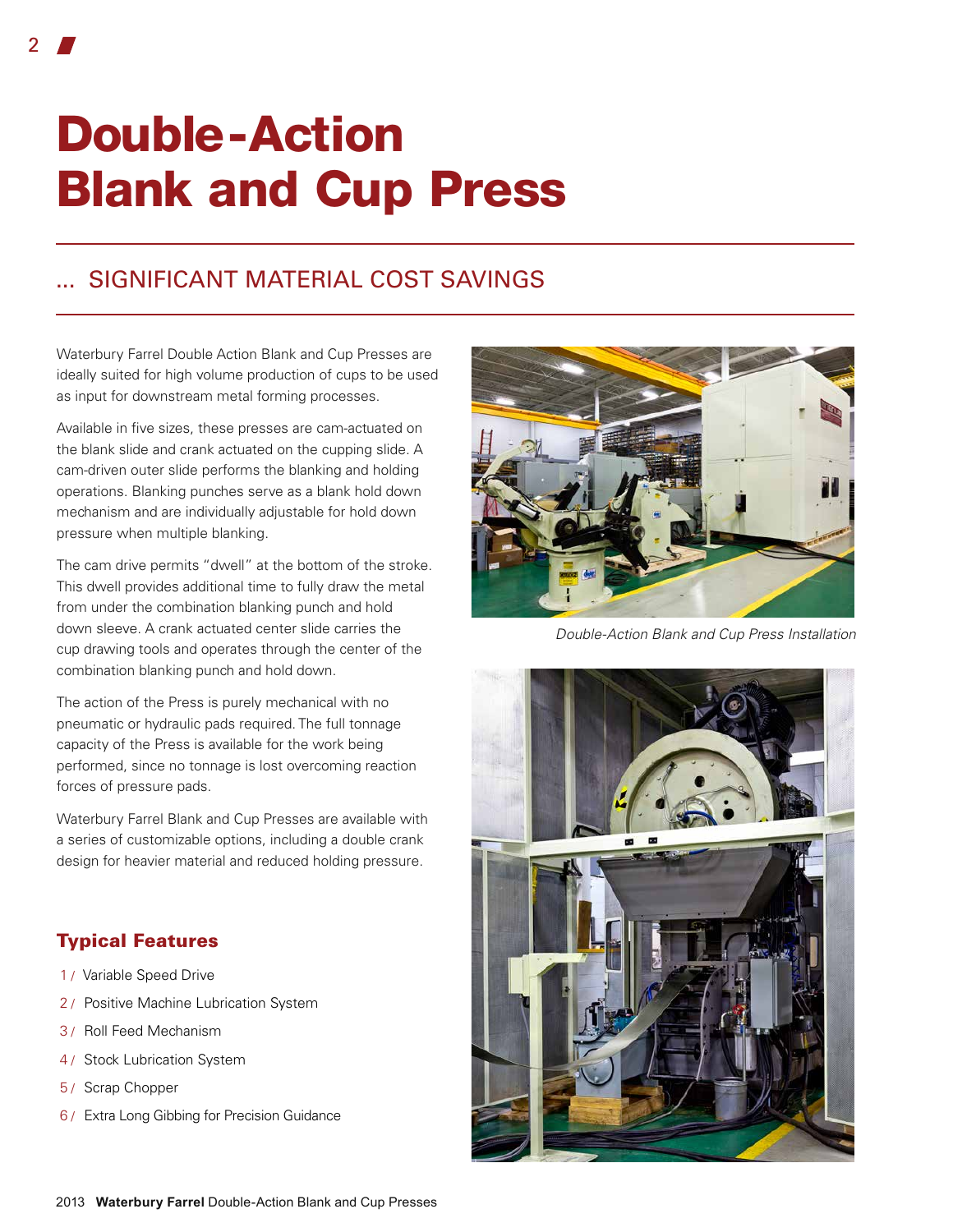# Double-Action Blank and Cup Press

## ... SIGNIFICANT MATERIAL COST SAVINGS

Waterbury Farrel Double Action Blank and Cup Presses are ideally suited for high volume production of cups to be used as input for downstream metal forming processes.

Available in five sizes, these presses are cam-actuated on the blank slide and crank actuated on the cupping slide. A cam-driven outer slide performs the blanking and holding operations. Blanking punches serve as a blank hold down mechanism and are individually adjustable for hold down pressure when multiple blanking.

The cam drive permits "dwell" at the bottom of the stroke. This dwell provides additional time to fully draw the metal from under the combination blanking punch and hold down sleeve. A crank actuated center slide carries the cup drawing tools and operates through the center of the combination blanking punch and hold down.

The action of the Press is purely mechanical with no pneumatic or hydraulic pads required. The full tonnage capacity of the Press is available for the work being performed, since no tonnage is lost overcoming reaction forces of pressure pads.

Waterbury Farrel Blank and Cup Presses are available with a series of customizable options, including a double crank design for heavier material and reduced holding pressure.

### Typical Features

1 / Variable Speed Drive

2 / Positive Machine Lubrication System

3 / Roll Feed Mechanism

4 / Stock Lubrication System

5 / Scrap Chopper

6 / Extra Long Gibbing for Precision Guidance

*Double-Action Blank and Cup Press Installation*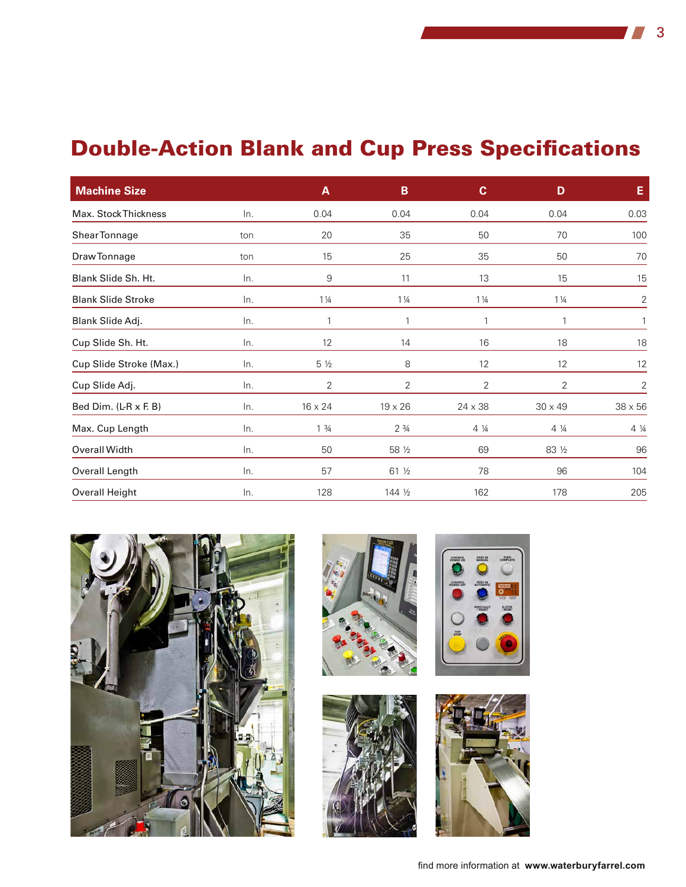# Double-Action Blank and Cup Press Specifications

| Machine Size | | A | B | C | D | E |
|---|---|---|---|---|---|---|
| Max. Stock Thickness | In. | 0.04 | 0.04 | 0.04 | 0.04 | 0.03 |
| Shear Tonnage | ton | 20 | 35 | 50 | 70 | 100 |
| Draw Tonnage | ton | 15 | 25 | 35 | 50 | 70 |
| Blank Slide Sh. Ht. | In. | 9 | 11 | 13 | 15 | 15 |
| Blank Slide Stroke | In. | 1¼ | 1¼ | 1¼ | 1¼ | 2 |
| Blank Slide Adj. | In. | 1 | 1 | 1 | 1 | 1 |
| Cup Slide Sh. Ht. | In. | 12 | 14 | 16 | 18 | 18 |
| Cup Slide Stroke (Max.) | In. | 5 ½ | 8 | 12 | 12 | 12 |
| Cup Slide Adj. | In. | 2 | 2 | 2 | 2 | 2 |
| Bed Dim. (L-R x F. B) | In. | 16 x 24 | 19 x 26 | 24 x 38 | 30 x 49 | 38 x 56 |
| Max. Cup Length | In. | 1 ¾ | 2 ¾ | 4 ¼ | 4 ¼ | 4 ¼ |
| Overall Width | In. | 50 | 58 ½ | 69 | 83 ½ | 96 |
| Overall Length | In. | 57 | 61 ½ | 78 | 96 | 104 |
| Overall Height | In. | 128 | 144 ½ | 162 | 178 | 205 |

find more information at **www.waterburyfarrel.com**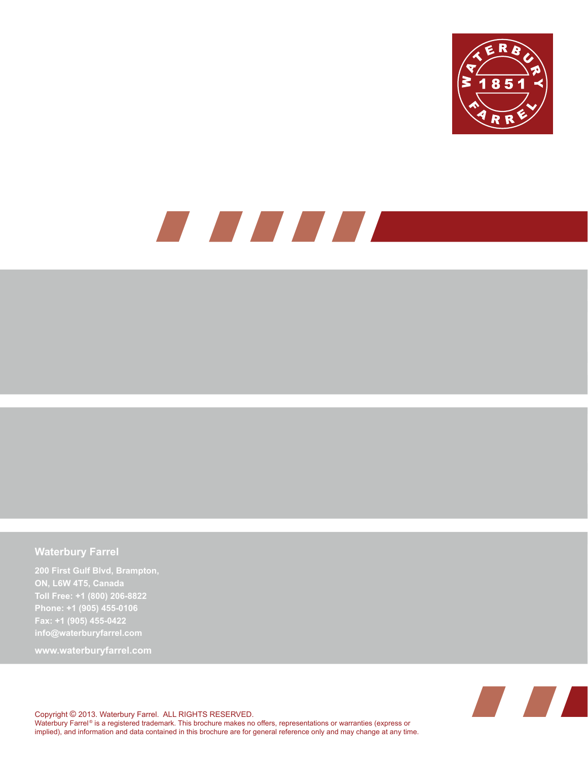**Waterbury Farrel**

**200 First Gulf Blvd, Brampton,**
**ON, L6W 4T5, Canada**
**Toll Free: +1 (800) 206-8822**
**Phone: +1 (905) 455-0106**
**Fax: +1 (905) 455-0422**
**info@waterburyfarrel.com**

**www.waterburyfarrel.com**

Copyright © 2013. Waterbury Farrel. ALL RIGHTS RESERVED.
Waterbury Farrel® is a registered trademark. This brochure makes no offers, representations or warranties (express or implied), and information and data contained in this brochure are for general reference only and may change at any time.